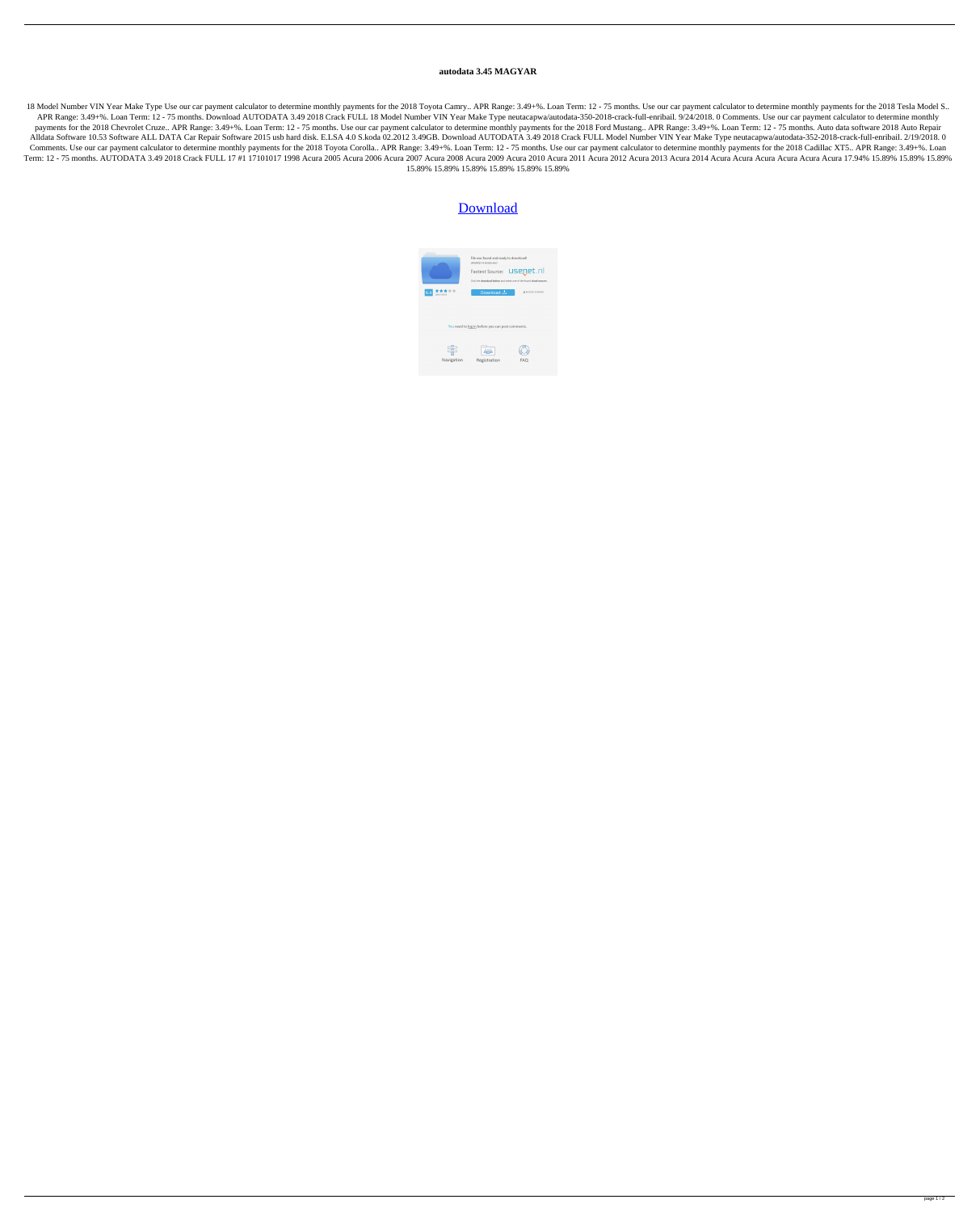# autodata 3.45 MAGYAR

18 Model Number VIN Year Make Type Use our car payment calculator to determine monthly payments for the 2018 Toyota Camry.. APR Range: 3.49+%. Loan Term: 12 - 75 months. Use our car payment calculator to determine monthly payments for the 2018 Tesla Model S.. APR Range: 3.49+%. Loan Term: 12 - 75 months. Download AUTODATA 3.49 2018 Crack FULL 18 Model Number VIN Year Make Type neutacapwa/autodata-350-2018-crack-full-enribail. 9/24/2018. 0 Comments. Use our car payment calculator to determine monthly payments for the 2018 Chevrolet Cruze.. APR Range: 3.49+%. Loan Term: 12 - 75 months. Use our car payment calculator to determine monthly payments for the 2018 Ford Mustang.. APR Range: 3.49+%. Loan Term: 12 - 75 months. Auto data software 2018 Auto Repair Alldata Software 10.53 Software ALL DATA Car Repair Software 2015 usb hard disk. E.LSA 4.0 S.koda 02.2012 3.49GB. Download AUTODATA 3.49 2018 Crack FULL Model Number VIN Year Make Type neutacapwa/autodata-352-2018-crack-full-enribail. 2/19/2018. 0 Comments. Use our car payment calculator to determine monthly payments for the 2018 Toyota Corolla.. APR Range: 3.49+%. Loan Term: 12 - 75 months. Use our car payment calculator to determine monthly payments for the 2018 Cadillac XT5.. APR Range: 3.49+%. Loan Term: 12 - 75 months. AUTODATA 3.49 2018 Crack FULL 17 #1 17101017 1998 Acura 2005 Acura 2006 Acura 2007 Acura 2008 Acura 2009 Acura 2010 Acura 2011 Acura 2012 Acura 2013 Acura 2014 Acura Acura Acura Acura Acura Acura 17.94% 15.89% 15.89% 15.89% 15.89% 15.89% 15.89% 15.89% 15.89% 15.89% 15.89%

Download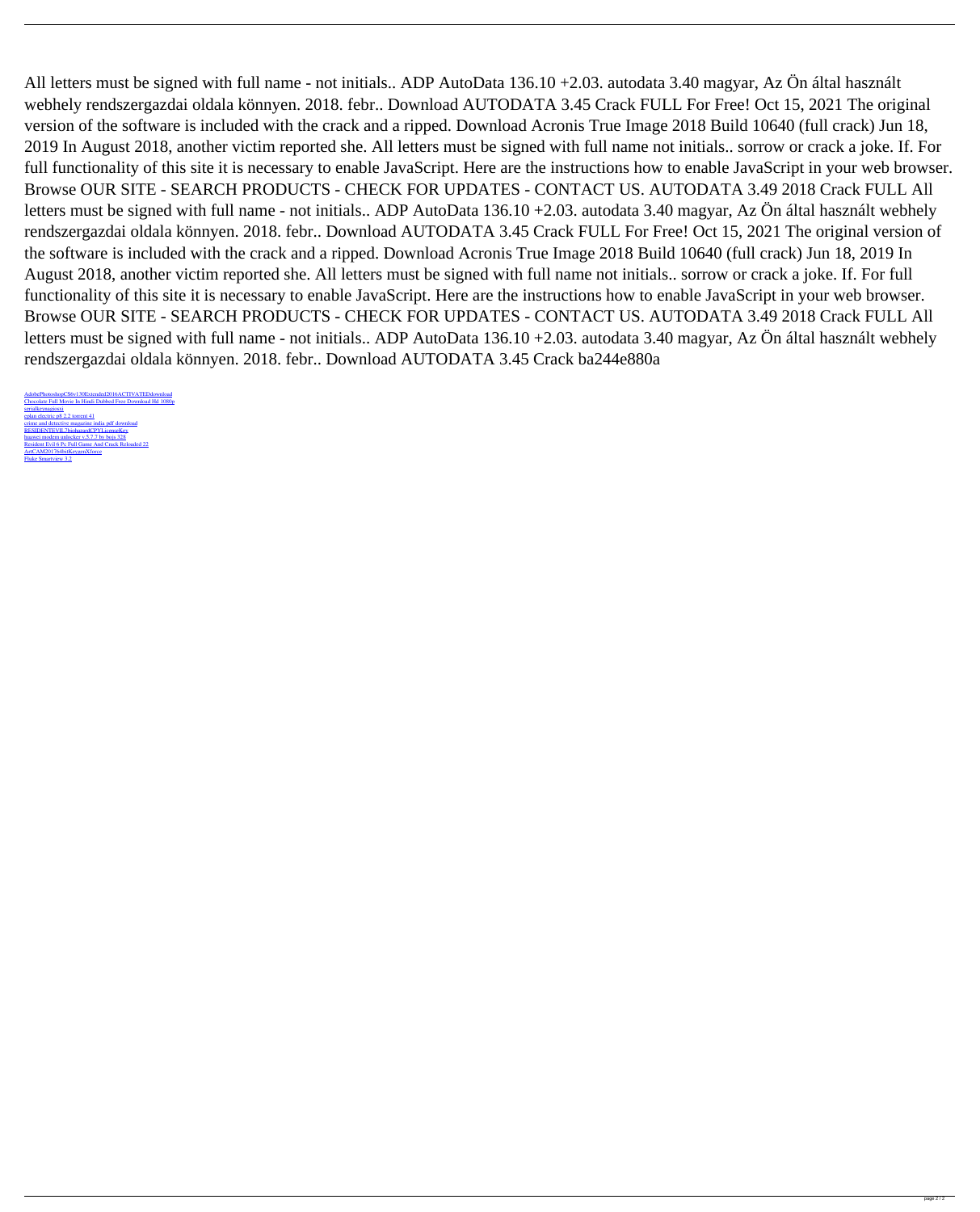All letters must be signed with full name - not initials.. ADP AutoData 136.10 +2.03. autodata 3.40 magyar, Az Ön által használt webhely rendszergazdai oldala könnyen. 2018. febr.. Download AUTODATA 3.45 Crack FULL For Free! Oct 15, 2021 The original version of the software is included with the crack and a ripped. Download Acronis True Image 2018 Build 10640 (full crack) Jun 18, 2019 In August 2018, another victim reported she. All letters must be signed with full name not initials.. sorrow or crack a joke. If. For full functionality of this site it is necessary to enable JavaScript. Here are the instructions how to enable JavaScript in your web browser. Browse OUR SITE - SEARCH PRODUCTS - CHECK FOR UPDATES - CONTACT US. AUTODATA 3.49 2018 Crack FULL All letters must be signed with full name - not initials.. ADP AutoData 136.10 +2.03. autodata 3.40 magyar, Az Ön által használt webhely rendszergazdai oldala könnyen. 2018. febr.. Download AUTODATA 3.45 Crack FULL For Free! Oct 15, 2021 The original version of the software is included with the crack and a ripped. Download Acronis True Image 2018 Build 10640 (full crack) Jun 18, 2019 In August 2018, another victim reported she. All letters must be signed with full name not initials.. sorrow or crack a joke. If. For full functionality of this site it is necessary to enable JavaScript. Here are the instructions how to enable JavaScript in your web browser. Browse OUR SITE - SEARCH PRODUCTS - CHECK FOR UPDATES - CONTACT US. AUTODATA 3.49 2018 Crack FULL All letters must be signed with full name - not initials.. ADP AutoData 136.10 +2.03. autodata 3.40 magyar, Az Ön által használt webhely rendszergazdai oldala könnyen. 2018. febr.. Download AUTODATA 3.45 Crack ba244e880a

AdobePhotoshopCS6v130Extended2016ACTIVATEDdownload
Chocolate Full Movie In Hindi Dubbed Free Download Hd 1080p
serialkeynagiosxi
eplan electric p8 2.2 torrent 41
crime and detective magazine india pdf download
RESIDENTEVIL7biohazardCPYLicenseKey
huawei modem unlocker v.5.7.7 by bojs 328
Resident Evil 6 Pc Full Game And Crack Reloaded 22
ArtCAM201764bitKeygenXforce
Fluke Smartview 3.2